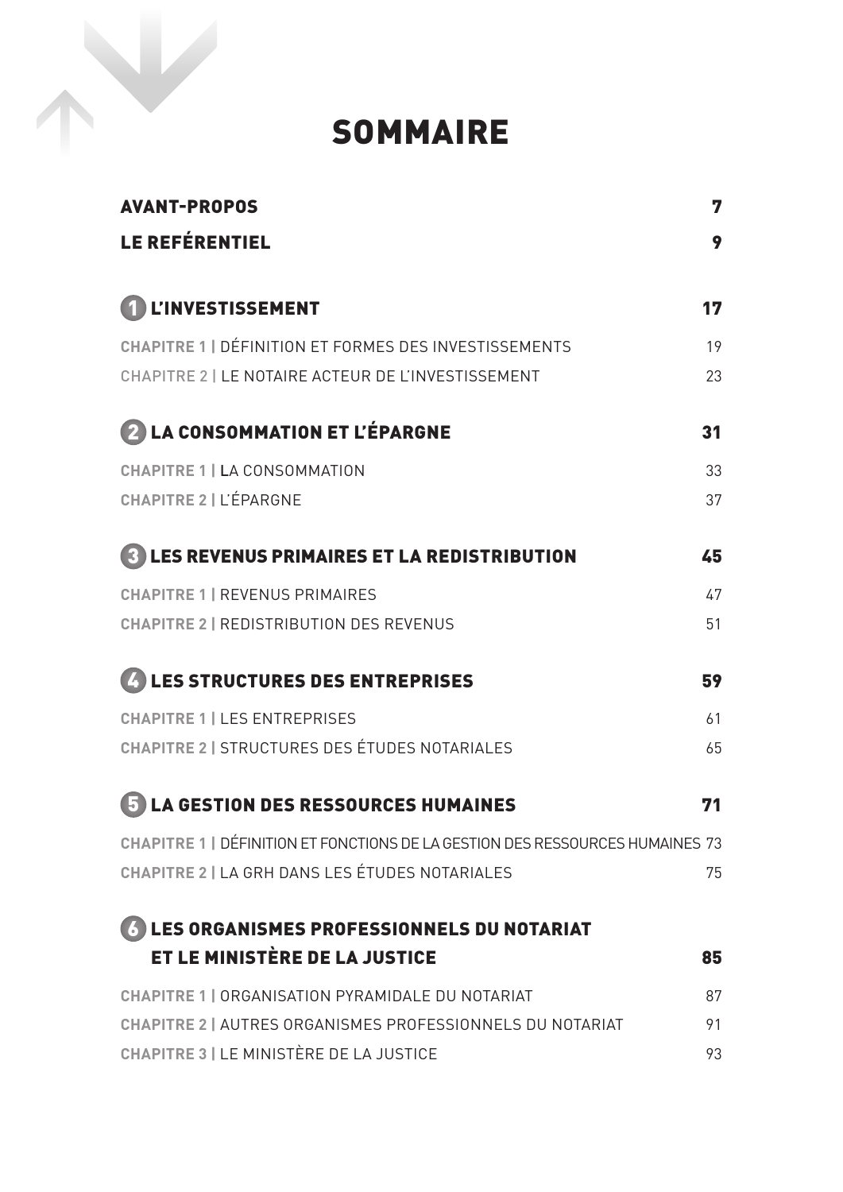# SOMMAIRE

| | |
|---|---|
| **AVANT-PROPOS** | **7** |
| **LE REFÉRENTIEL** | **9** |
| **1 L'INVESTISSEMENT** | **17** |
| CHAPITRE 1 \| DÉFINITION ET FORMES DES INVESTISSEMENTS | 19 |
| CHAPITRE 2 \| LE NOTAIRE ACTEUR DE L'INVESTISSEMENT | 23 |
| **2 LA CONSOMMATION ET L'ÉPARGNE** | **31** |
| CHAPITRE 1 \| LA CONSOMMATION | 33 |
| CHAPITRE 2 \| L'ÉPARGNE | 37 |
| **3 LES REVENUS PRIMAIRES ET LA REDISTRIBUTION** | **45** |
| CHAPITRE 1 \| REVENUS PRIMAIRES | 47 |
| CHAPITRE 2 \| REDISTRIBUTION DES REVENUS | 51 |
| **4 LES STRUCTURES DES ENTREPRISES** | **59** |
| CHAPITRE 1 \| LES ENTREPRISES | 61 |
| CHAPITRE 2 \| STRUCTURES DES ÉTUDES NOTARIALES | 65 |
| **5 LA GESTION DES RESSOURCES HUMAINES** | **71** |
| CHAPITRE 1 \| DÉFINITION ET FONCTIONS DE LA GESTION DES RESSOURCES HUMAINES | 73 |
| CHAPITRE 2 \| LA GRH DANS LES ÉTUDES NOTARIALES | 75 |
| **6 LES ORGANISMES PROFESSIONNELS DU NOTARIAT ET LE MINISTÈRE DE LA JUSTICE** | **85** |
| CHAPITRE 1 \| ORGANISATION PYRAMIDALE DU NOTARIAT | 87 |
| CHAPITRE 2 \| AUTRES ORGANISMES PROFESSIONNELS DU NOTARIAT | 91 |
| CHAPITRE 3 \| LE MINISTÈRE DE LA JUSTICE | 93 |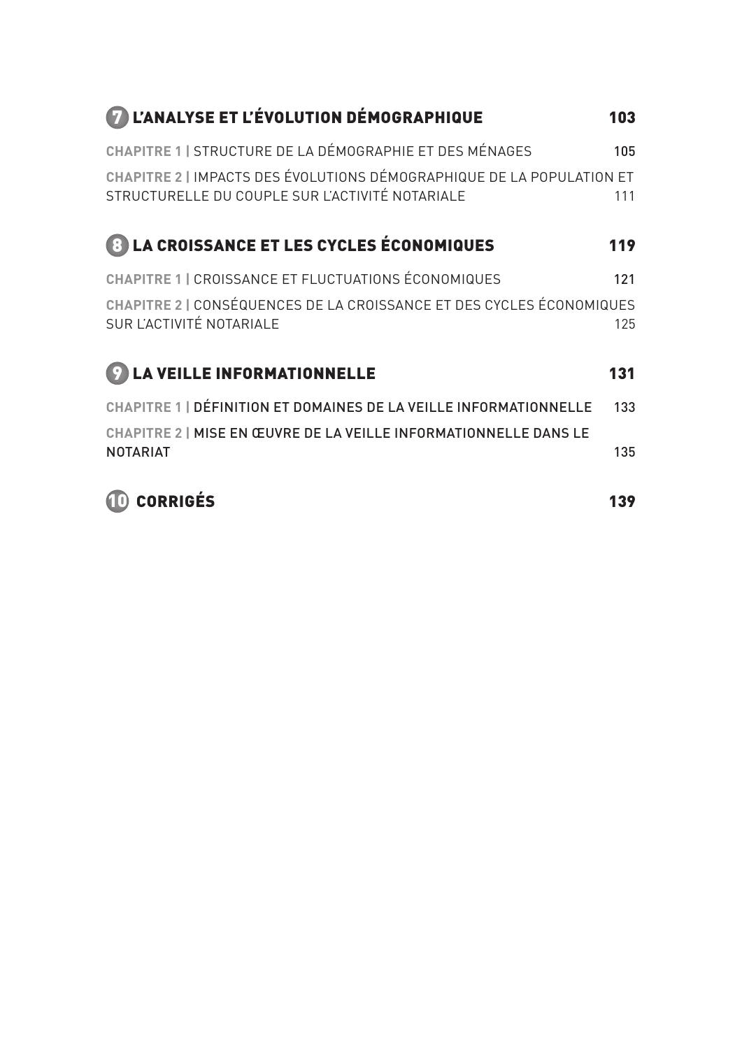## 7 L'ANALYSE ET L'ÉVOLUTION DÉMOGRAPHIQUE 103

**CHAPITRE 1 |** STRUCTURE DE LA DÉMOGRAPHIE ET DES MÉNAGES 105

**CHAPITRE 2 |** IMPACTS DES ÉVOLUTIONS DÉMOGRAPHIQUE DE LA POPULATION ET STRUCTURELLE DU COUPLE SUR L'ACTIVITÉ NOTARIALE 111

## 8 LA CROISSANCE ET LES CYCLES ÉCONOMIQUES 119

**CHAPITRE 1 |** CROISSANCE ET FLUCTUATIONS ÉCONOMIQUES 121

**CHAPITRE 2 |** CONSÉQUENCES DE LA CROISSANCE ET DES CYCLES ÉCONOMIQUES SUR L'ACTIVITÉ NOTARIALE 125

## 9 LA VEILLE INFORMATIONNELLE 131

**CHAPITRE 1 |** DÉFINITION ET DOMAINES DE LA VEILLE INFORMATIONNELLE 133

**CHAPITRE 2 |** MISE EN ŒUVRE DE LA VEILLE INFORMATIONNELLE DANS LE NOTARIAT 135

## 10 CORRIGÉS 139